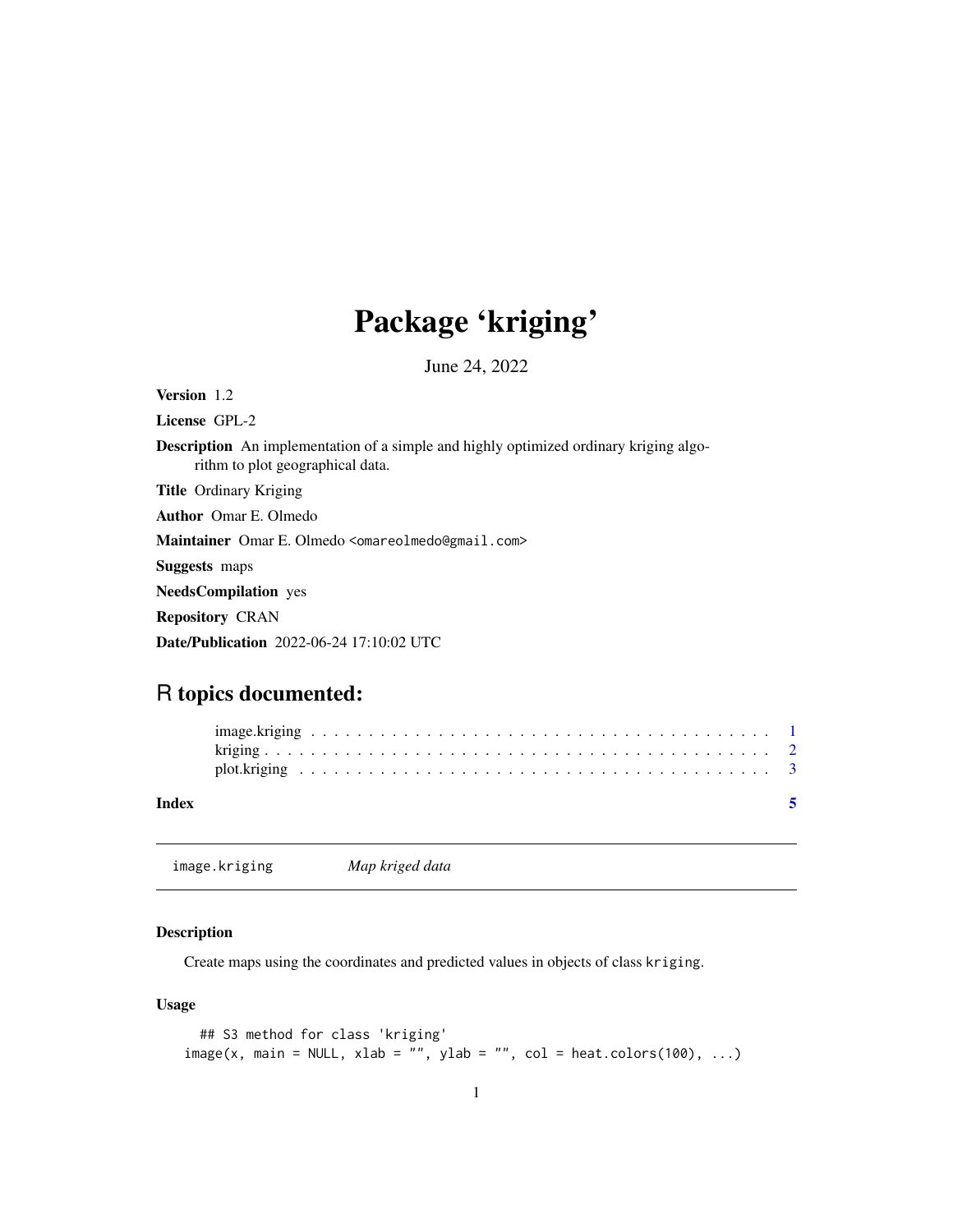# Package 'kriging'

June 24, 2022

**Version** 1.2

**License** GPL-2

**Description** An implementation of a simple and highly optimized ordinary kriging algorithm to plot geographical data.

**Title** Ordinary Kriging

**Author** Omar E. Olmedo

**Maintainer** Omar E. Olmedo <omareolmedo@gmail.com>

**Suggests** maps

**NeedsCompilation** yes

**Repository** CRAN

**Date/Publication** 2022-06-24 17:10:02 UTC

## R topics documented:

image.kriging . . . . . . . . . . . . . . . . . . . . . . . . . . . . . . . . . . . . . . . . 1
kriging . . . . . . . . . . . . . . . . . . . . . . . . . . . . . . . . . . . . . . . . . . . 2
plot.kriging . . . . . . . . . . . . . . . . . . . . . . . . . . . . . . . . . . . . . . . . . 3

**Index** 5

---

`image.kriging` *Map kriged data*

---

### Description

Create maps using the coordinates and predicted values in objects of class `kriging`.

### Usage

```
## S3 method for class 'kriging'
image(x, main = NULL, xlab = "", ylab = "", col = heat.colors(100), ...)
```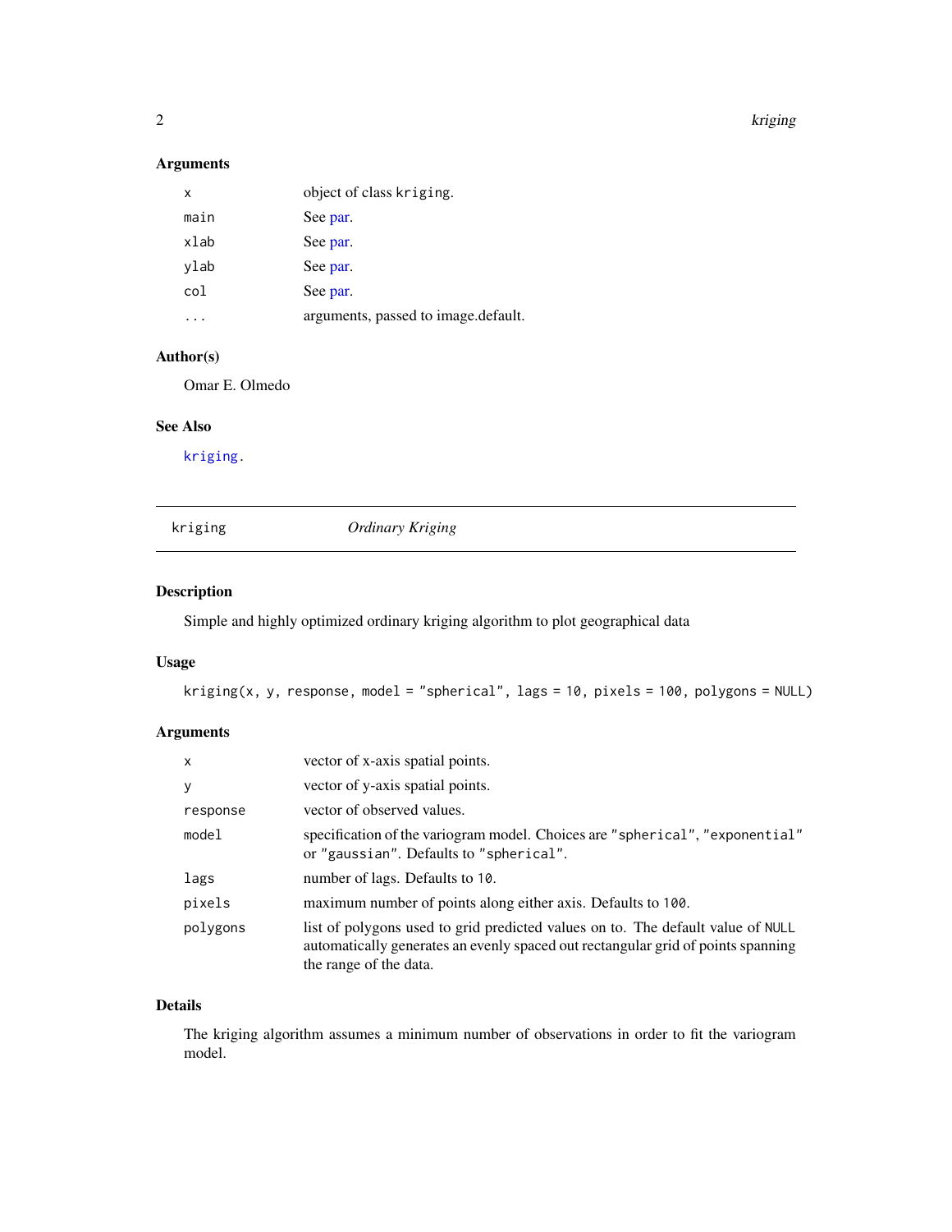### Arguments

| | |
|---|---|
| `x` | object of class `kriging`. |
| `main` | See par. |
| `xlab` | See par. |
| `ylab` | See par. |
| `col` | See par. |
| `...` | arguments, passed to image.default. |

### Author(s)

Omar E. Olmedo

### See Also

`kriging`.

---

## kriging — *Ordinary Kriging*

---

### Description

Simple and highly optimized ordinary kriging algorithm to plot geographical data

### Usage

```
kriging(x, y, response, model = "spherical", lags = 10, pixels = 100, polygons = NULL)
```

### Arguments

| | |
|---|---|
| `x` | vector of x-axis spatial points. |
| `y` | vector of y-axis spatial points. |
| `response` | vector of observed values. |
| `model` | specification of the variogram model. Choices are `"spherical"`, `"exponential"` or `"gaussian"`. Defaults to `"spherical"`. |
| `lags` | number of lags. Defaults to `10`. |
| `pixels` | maximum number of points along either axis. Defaults to `100`. |
| `polygons` | list of polygons used to grid predicted values on to. The default value of `NULL` automatically generates an evenly spaced out rectangular grid of points spanning the range of the data. |

### Details

The kriging algorithm assumes a minimum number of observations in order to fit the variogram model.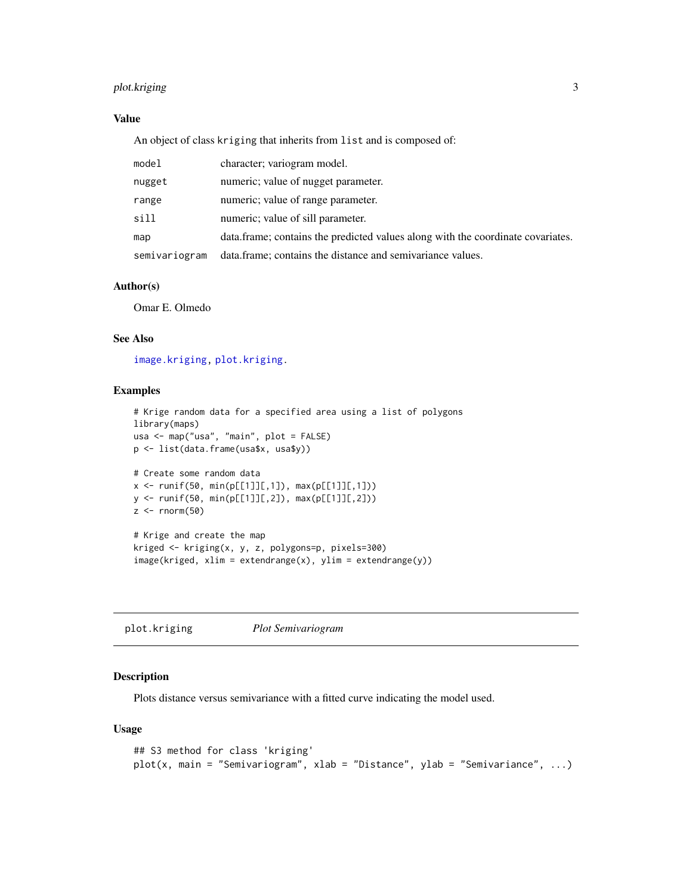### Value

An object of class `kriging` that inherits from `list` and is composed of:

| | |
|---|---|
| `model` | character; variogram model. |
| `nugget` | numeric; value of nugget parameter. |
| `range` | numeric; value of range parameter. |
| `sill` | numeric; value of sill parameter. |
| `map` | data.frame; contains the predicted values along with the coordinate covariates. |
| `semivariogram` | data.frame; contains the distance and semivariance values. |

### Author(s)

Omar E. Olmedo

### See Also

`image.kriging`, `plot.kriging`.

### Examples

```
# Krige random data for a specified area using a list of polygons
library(maps)
usa <- map("usa", "main", plot = FALSE)
p <- list(data.frame(usa$x, usa$y))

# Create some random data
x <- runif(50, min(p[[1]][,1]), max(p[[1]][,1]))
y <- runif(50, min(p[[1]][,2]), max(p[[1]][,2]))
z <- rnorm(50)

# Krige and create the map
kriged <- kriging(x, y, z, polygons=p, pixels=300)
image(kriged, xlim = extendrange(x), ylim = extendrange(y))
```

---

## `plot.kriging` *Plot Semivariogram*

---

### Description

Plots distance versus semivariance with a fitted curve indicating the model used.

### Usage

```
## S3 method for class 'kriging'
plot(x, main = "Semivariogram", xlab = "Distance", ylab = "Semivariance", ...)
```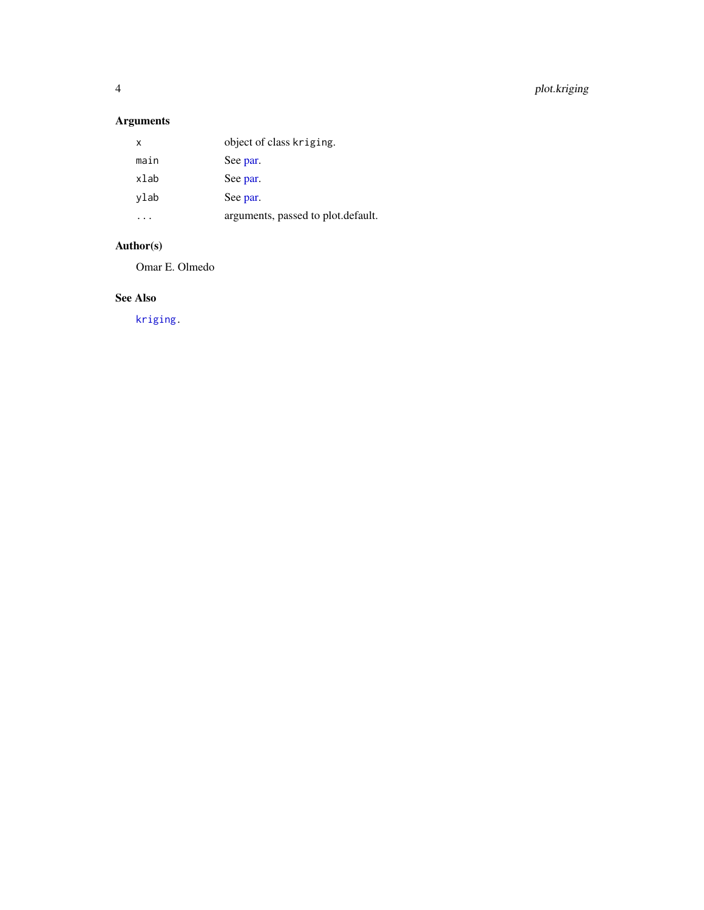## Arguments

| | |
|---|---|
| `x` | object of class `kriging`. |
| `main` | See par. |
| `xlab` | See par. |
| `ylab` | See par. |
| `...` | arguments, passed to plot.default. |

## Author(s)

Omar E. Olmedo

## See Also

`kriging`.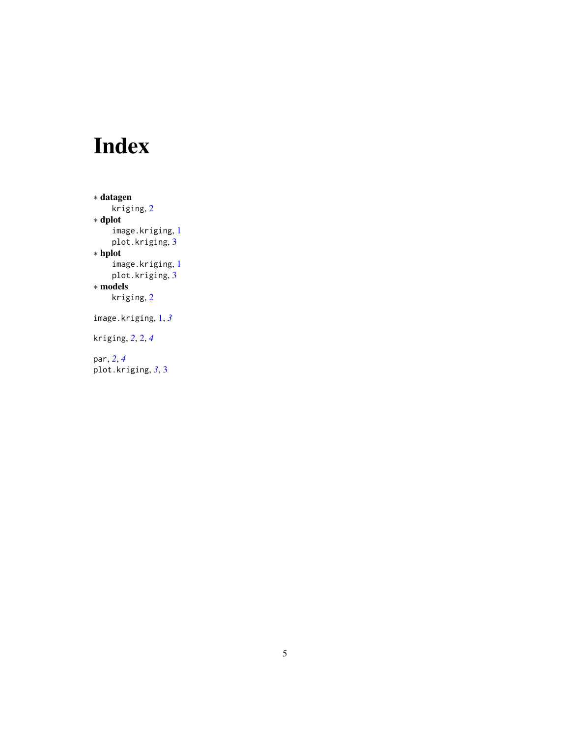# Index

∗ **datagen**
  kriging, 2
∗ **dplot**
  image.kriging, 1
  plot.kriging, 3
∗ **hplot**
  image.kriging, 1
  plot.kriging, 3
∗ **models**
  kriging, 2

image.kriging, 1, *3*

kriging, *2*, 2, *4*

par, *2*, *4*
plot.kriging, *3*, 3